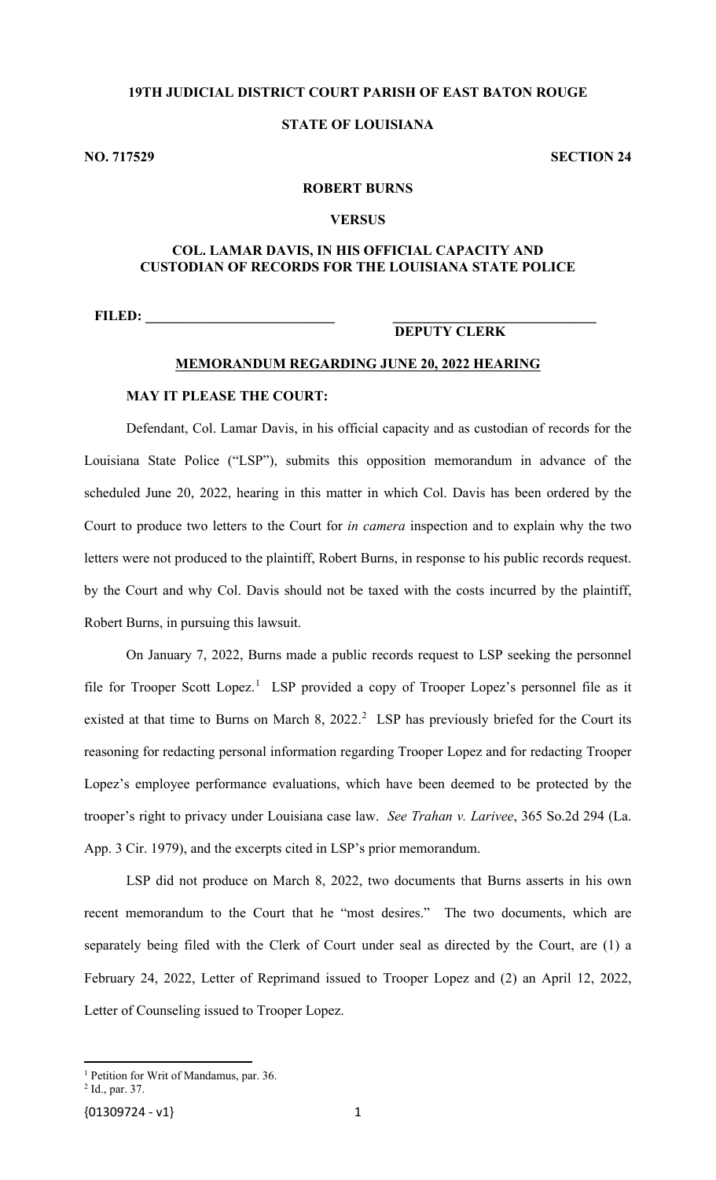**19TH JUDICIAL DISTRICT COURT PARISH OF EAST BATON ROUGE**

**STATE OF LOUISIANA**

**NO. 717529** **SECTION 24**

**ROBERT BURNS**

**VERSUS**

**COL. LAMAR DAVIS, IN HIS OFFICIAL CAPACITY AND CUSTODIAN OF RECORDS FOR THE LOUISIANA STATE POLICE**

**FILED: ___________________________** **___________________________**
**DEPUTY CLERK**

**MEMORANDUM REGARDING JUNE 20, 2022 HEARING**

**MAY IT PLEASE THE COURT:**

Defendant, Col. Lamar Davis, in his official capacity and as custodian of records for the Louisiana State Police ("LSP"), submits this opposition memorandum in advance of the scheduled June 20, 2022, hearing in this matter in which Col. Davis has been ordered by the Court to produce two letters to the Court for *in camera* inspection and to explain why the two letters were not produced to the plaintiff, Robert Burns, in response to his public records request. by the Court and why Col. Davis should not be taxed with the costs incurred by the plaintiff, Robert Burns, in pursuing this lawsuit.

On January 7, 2022, Burns made a public records request to LSP seeking the personnel file for Trooper Scott Lopez.[1] LSP provided a copy of Trooper Lopez's personnel file as it existed at that time to Burns on March 8, 2022.[2] LSP has previously briefed for the Court its reasoning for redacting personal information regarding Trooper Lopez and for redacting Trooper Lopez's employee performance evaluations, which have been deemed to be protected by the trooper's right to privacy under Louisiana case law. *See Trahan v. Larivee*, 365 So.2d 294 (La. App. 3 Cir. 1979), and the excerpts cited in LSP's prior memorandum.

LSP did not produce on March 8, 2022, two documents that Burns asserts in his own recent memorandum to the Court that he "most desires." The two documents, which are separately being filed with the Clerk of Court under seal as directed by the Court, are (1) a February 24, 2022, Letter of Reprimand issued to Trooper Lopez and (2) an April 12, 2022, Letter of Counseling issued to Trooper Lopez.

[1] Petition for Writ of Mandamus, par. 36.
[2] Id., par. 37.

{01309724 - v1}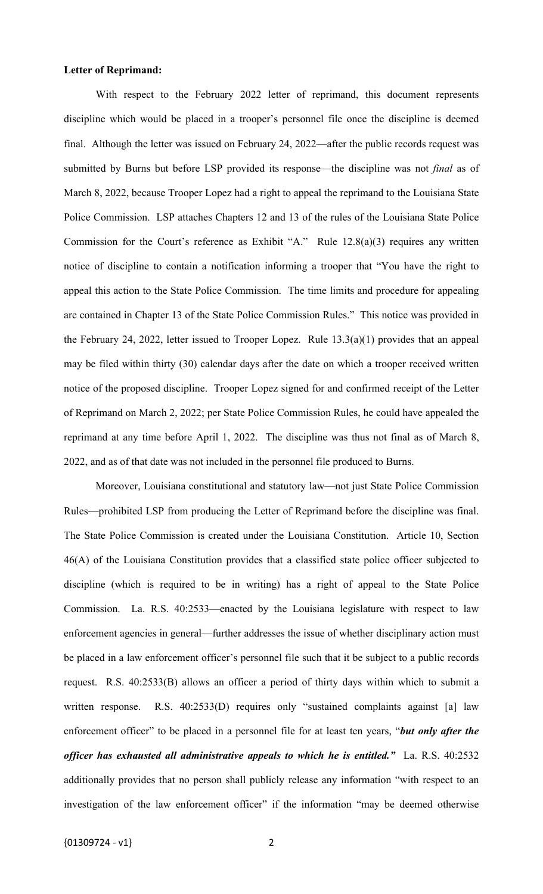**Letter of Reprimand:**

With respect to the February 2022 letter of reprimand, this document represents discipline which would be placed in a trooper's personnel file once the discipline is deemed final. Although the letter was issued on February 24, 2022—after the public records request was submitted by Burns but before LSP provided its response—the discipline was not *final* as of March 8, 2022, because Trooper Lopez had a right to appeal the reprimand to the Louisiana State Police Commission. LSP attaches Chapters 12 and 13 of the rules of the Louisiana State Police Commission for the Court's reference as Exhibit "A." Rule 12.8(a)(3) requires any written notice of discipline to contain a notification informing a trooper that "You have the right to appeal this action to the State Police Commission. The time limits and procedure for appealing are contained in Chapter 13 of the State Police Commission Rules." This notice was provided in the February 24, 2022, letter issued to Trooper Lopez. Rule 13.3(a)(1) provides that an appeal may be filed within thirty (30) calendar days after the date on which a trooper received written notice of the proposed discipline. Trooper Lopez signed for and confirmed receipt of the Letter of Reprimand on March 2, 2022; per State Police Commission Rules, he could have appealed the reprimand at any time before April 1, 2022. The discipline was thus not final as of March 8, 2022, and as of that date was not included in the personnel file produced to Burns.

Moreover, Louisiana constitutional and statutory law—not just State Police Commission Rules—prohibited LSP from producing the Letter of Reprimand before the discipline was final. The State Police Commission is created under the Louisiana Constitution. Article 10, Section 46(A) of the Louisiana Constitution provides that a classified state police officer subjected to discipline (which is required to be in writing) has a right of appeal to the State Police Commission. La. R.S. 40:2533—enacted by the Louisiana legislature with respect to law enforcement agencies in general—further addresses the issue of whether disciplinary action must be placed in a law enforcement officer's personnel file such that it be subject to a public records request. R.S. 40:2533(B) allows an officer a period of thirty days within which to submit a written response. R.S. 40:2533(D) requires only "sustained complaints against [a] law enforcement officer" to be placed in a personnel file for at least ten years, "***but only after the officer has exhausted all administrative appeals to which he is entitled.***" La. R.S. 40:2532 additionally provides that no person shall publicly release any information "with respect to an investigation of the law enforcement officer" if the information "may be deemed otherwise

{01309724 - v1}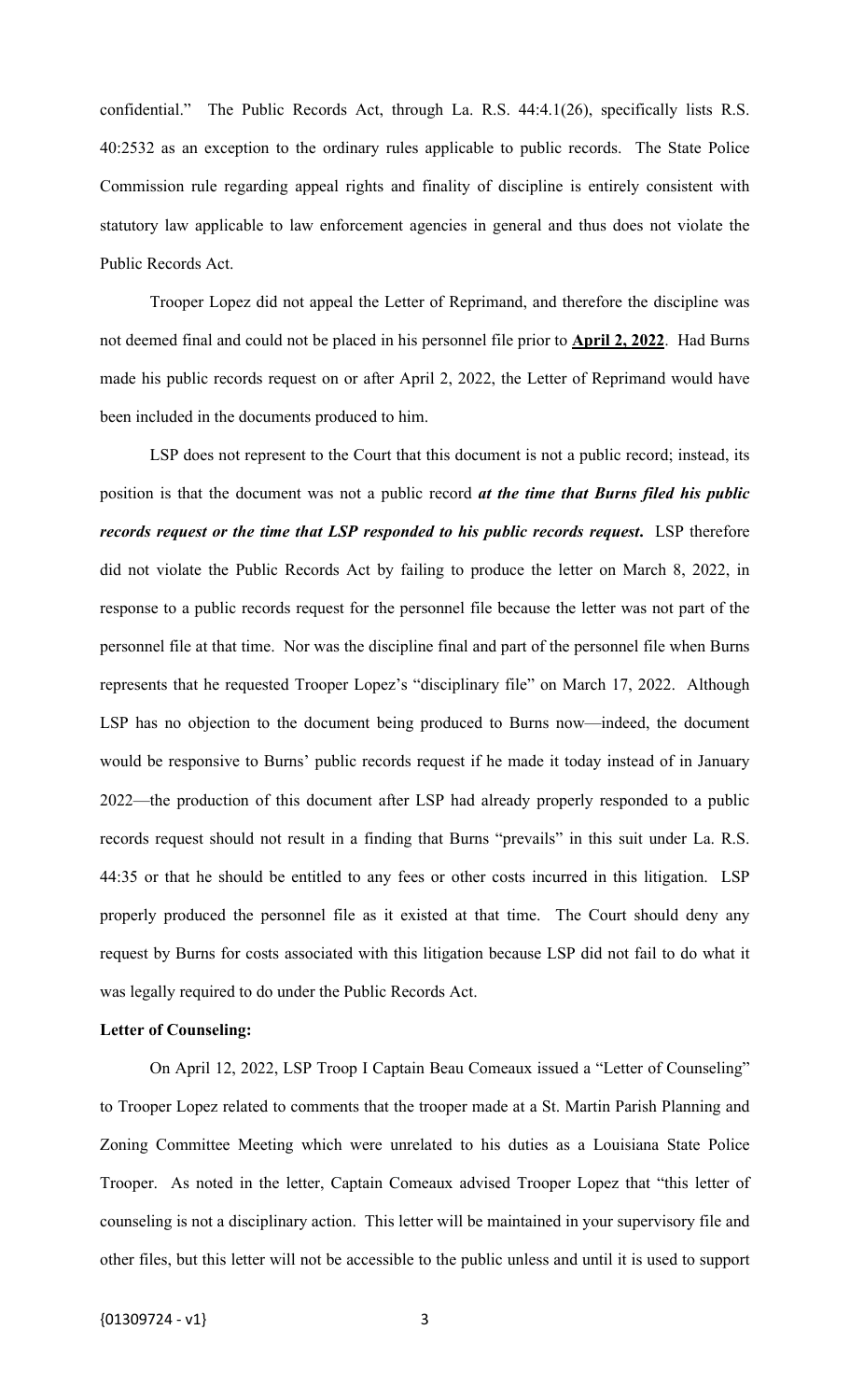confidential." The Public Records Act, through La. R.S. 44:4.1(26), specifically lists R.S. 40:2532 as an exception to the ordinary rules applicable to public records. The State Police Commission rule regarding appeal rights and finality of discipline is entirely consistent with statutory law applicable to law enforcement agencies in general and thus does not violate the Public Records Act.

Trooper Lopez did not appeal the Letter of Reprimand, and therefore the discipline was not deemed final and could not be placed in his personnel file prior to **April 2, 2022**. Had Burns made his public records request on or after April 2, 2022, the Letter of Reprimand would have been included in the documents produced to him.

LSP does not represent to the Court that this document is not a public record; instead, its position is that the document was not a public record ***at the time that Burns filed his public records request or the time that LSP responded to his public records request***. LSP therefore did not violate the Public Records Act by failing to produce the letter on March 8, 2022, in response to a public records request for the personnel file because the letter was not part of the personnel file at that time. Nor was the discipline final and part of the personnel file when Burns represents that he requested Trooper Lopez's "disciplinary file" on March 17, 2022. Although LSP has no objection to the document being produced to Burns now—indeed, the document would be responsive to Burns' public records request if he made it today instead of in January 2022—the production of this document after LSP had already properly responded to a public records request should not result in a finding that Burns "prevails" in this suit under La. R.S. 44:35 or that he should be entitled to any fees or other costs incurred in this litigation. LSP properly produced the personnel file as it existed at that time. The Court should deny any request by Burns for costs associated with this litigation because LSP did not fail to do what it was legally required to do under the Public Records Act.

**Letter of Counseling:**

On April 12, 2022, LSP Troop I Captain Beau Comeaux issued a "Letter of Counseling" to Trooper Lopez related to comments that the trooper made at a St. Martin Parish Planning and Zoning Committee Meeting which were unrelated to his duties as a Louisiana State Police Trooper. As noted in the letter, Captain Comeaux advised Trooper Lopez that "this letter of counseling is not a disciplinary action. This letter will be maintained in your supervisory file and other files, but this letter will not be accessible to the public unless and until it is used to support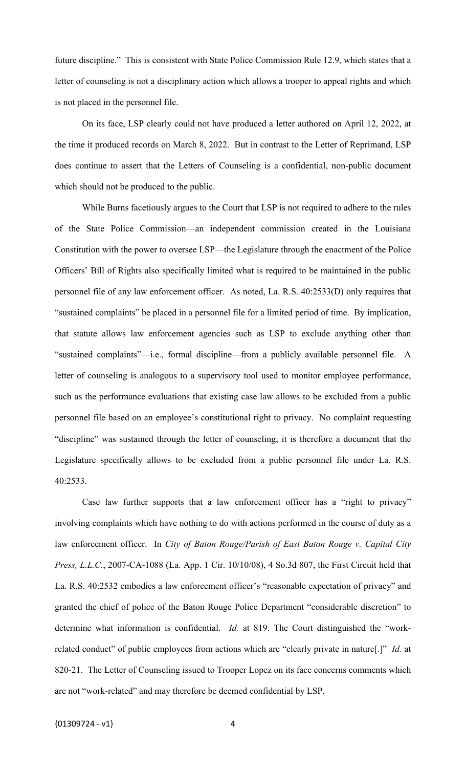future discipline." This is consistent with State Police Commission Rule 12.9, which states that a letter of counseling is not a disciplinary action which allows a trooper to appeal rights and which is not placed in the personnel file.

On its face, LSP clearly could not have produced a letter authored on April 12, 2022, at the time it produced records on March 8, 2022. But in contrast to the Letter of Reprimand, LSP does continue to assert that the Letters of Counseling is a confidential, non-public document which should not be produced to the public.

While Burns facetiously argues to the Court that LSP is not required to adhere to the rules of the State Police Commission—an independent commission created in the Louisiana Constitution with the power to oversee LSP—the Legislature through the enactment of the Police Officers' Bill of Rights also specifically limited what is required to be maintained in the public personnel file of any law enforcement officer. As noted, La. R.S. 40:2533(D) only requires that "sustained complaints" be placed in a personnel file for a limited period of time. By implication, that statute allows law enforcement agencies such as LSP to exclude anything other than "sustained complaints"—i.e., formal discipline—from a publicly available personnel file. A letter of counseling is analogous to a supervisory tool used to monitor employee performance, such as the performance evaluations that existing case law allows to be excluded from a public personnel file based on an employee's constitutional right to privacy. No complaint requesting "discipline" was sustained through the letter of counseling; it is therefore a document that the Legislature specifically allows to be excluded from a public personnel file under La. R.S. 40:2533.

Case law further supports that a law enforcement officer has a "right to privacy" involving complaints which have nothing to do with actions performed in the course of duty as a law enforcement officer. In *City of Baton Rouge/Parish of East Baton Rouge v. Capital City Press, L.L.C.*, 2007-CA-1088 (La. App. 1 Cir. 10/10/08), 4 So.3d 807, the First Circuit held that La. R.S. 40:2532 embodies a law enforcement officer's "reasonable expectation of privacy" and granted the chief of police of the Baton Rouge Police Department "considerable discretion" to determine what information is confidential. *Id.* at 819. The Court distinguished the "work-related conduct" of public employees from actions which are "clearly private in nature[.]" *Id.* at 820-21. The Letter of Counseling issued to Trooper Lopez on its face concerns comments which are not "work-related" and may therefore be deemed confidential by LSP.

{01309724 - v1}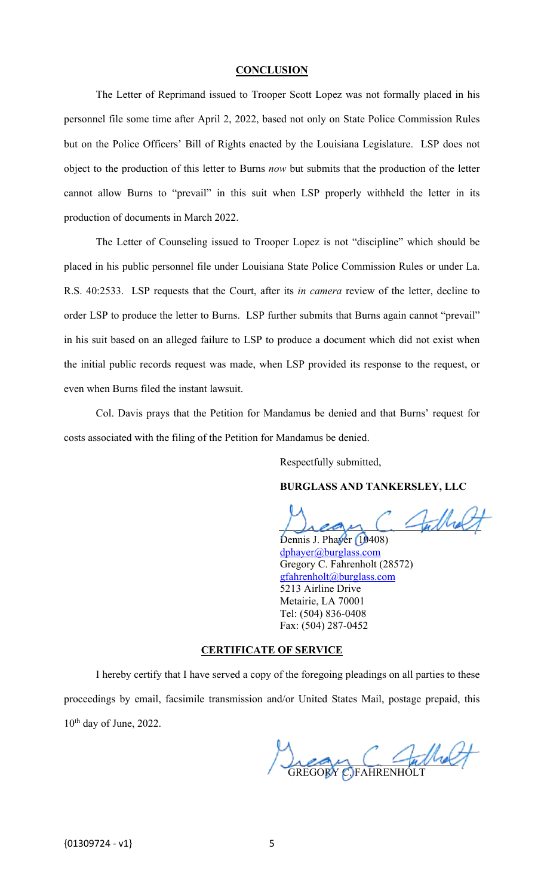## CONCLUSION

The Letter of Reprimand issued to Trooper Scott Lopez was not formally placed in his personnel file some time after April 2, 2022, based not only on State Police Commission Rules but on the Police Officers' Bill of Rights enacted by the Louisiana Legislature. LSP does not object to the production of this letter to Burns *now* but submits that the production of the letter cannot allow Burns to "prevail" in this suit when LSP properly withheld the letter in its production of documents in March 2022.

The Letter of Counseling issued to Trooper Lopez is not "discipline" which should be placed in his public personnel file under Louisiana State Police Commission Rules or under La. R.S. 40:2533. LSP requests that the Court, after its *in camera* review of the letter, decline to order LSP to produce the letter to Burns. LSP further submits that Burns again cannot "prevail" in his suit based on an alleged failure to LSP to produce a document which did not exist when the initial public records request was made, when LSP provided its response to the request, or even when Burns filed the instant lawsuit.

Col. Davis prays that the Petition for Mandamus be denied and that Burns' request for costs associated with the filing of the Petition for Mandamus be denied.

Respectfully submitted,

**BURGLASS AND TANKERSLEY, LLC**

Dennis J. Phayer (10408)
dphayer@burglass.com
Gregory C. Fahrenholt (28572)
gfahrenholt@burglass.com
5213 Airline Drive
Metairie, LA 70001
Tel: (504) 836-0408
Fax: (504) 287-0452

## CERTIFICATE OF SERVICE

I hereby certify that I have served a copy of the foregoing pleadings on all parties to these proceedings by email, facsimile transmission and/or United States Mail, postage prepaid, this 10th day of June, 2022.

GREGORY C. FAHRENHOLT

{01309724 - v1}